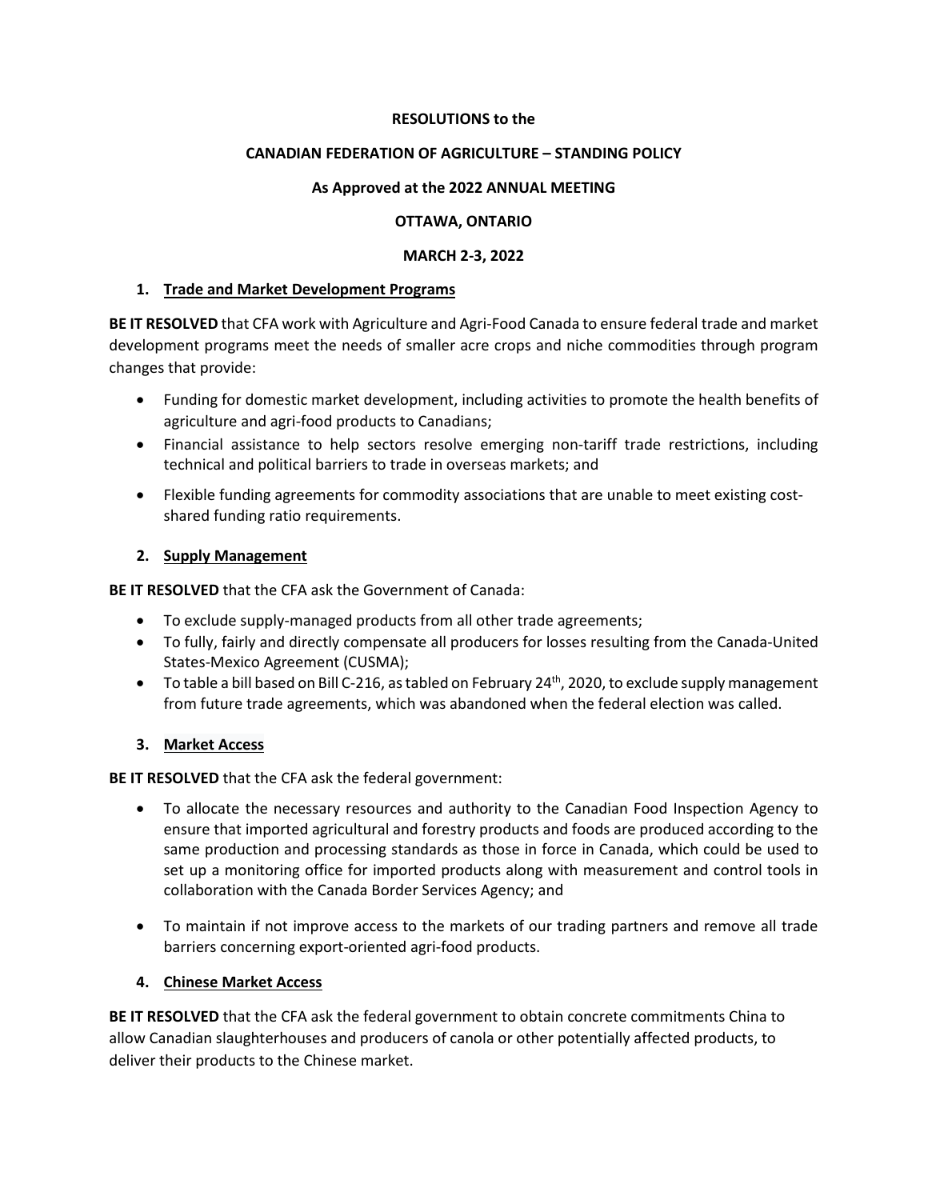**RESOLUTIONS to the**

**CANADIAN FEDERATION OF AGRICULTURE – STANDING POLICY**

**As Approved at the 2022 ANNUAL MEETING**

**OTTAWA, ONTARIO**

**MARCH 2-3, 2022**

## 1. Trade and Market Development Programs

**BE IT RESOLVED** that CFA work with Agriculture and Agri-Food Canada to ensure federal trade and market development programs meet the needs of smaller acre crops and niche commodities through program changes that provide:

- Funding for domestic market development, including activities to promote the health benefits of agriculture and agri-food products to Canadians;
- Financial assistance to help sectors resolve emerging non-tariff trade restrictions, including technical and political barriers to trade in overseas markets; and
- Flexible funding agreements for commodity associations that are unable to meet existing cost-shared funding ratio requirements.

## 2. Supply Management

**BE IT RESOLVED** that the CFA ask the Government of Canada:

- To exclude supply-managed products from all other trade agreements;
- To fully, fairly and directly compensate all producers for losses resulting from the Canada-United States-Mexico Agreement (CUSMA);
- To table a bill based on Bill C-216, as tabled on February 24th, 2020, to exclude supply management from future trade agreements, which was abandoned when the federal election was called.

## 3. Market Access

**BE IT RESOLVED** that the CFA ask the federal government:

- To allocate the necessary resources and authority to the Canadian Food Inspection Agency to ensure that imported agricultural and forestry products and foods are produced according to the same production and processing standards as those in force in Canada, which could be used to set up a monitoring office for imported products along with measurement and control tools in collaboration with the Canada Border Services Agency; and
- To maintain if not improve access to the markets of our trading partners and remove all trade barriers concerning export-oriented agri-food products.

## 4. Chinese Market Access

**BE IT RESOLVED** that the CFA ask the federal government to obtain concrete commitments China to allow Canadian slaughterhouses and producers of canola or other potentially affected products, to deliver their products to the Chinese market.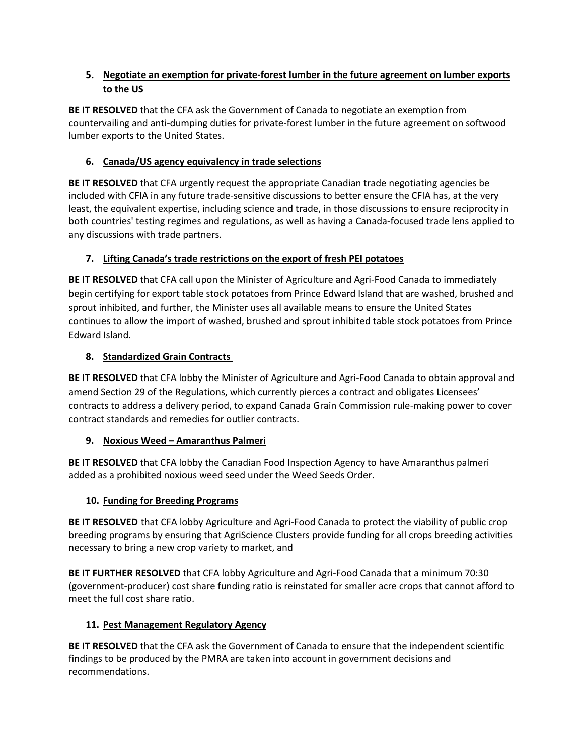### 5. Negotiate an exemption for private-forest lumber in the future agreement on lumber exports to the US

**BE IT RESOLVED** that the CFA ask the Government of Canada to negotiate an exemption from countervailing and anti-dumping duties for private-forest lumber in the future agreement on softwood lumber exports to the United States.

### 6. Canada/US agency equivalency in trade selections

**BE IT RESOLVED** that CFA urgently request the appropriate Canadian trade negotiating agencies be included with CFIA in any future trade-sensitive discussions to better ensure the CFIA has, at the very least, the equivalent expertise, including science and trade, in those discussions to ensure reciprocity in both countries' testing regimes and regulations, as well as having a Canada-focused trade lens applied to any discussions with trade partners.

### 7. Lifting Canada's trade restrictions on the export of fresh PEI potatoes

**BE IT RESOLVED** that CFA call upon the Minister of Agriculture and Agri-Food Canada to immediately begin certifying for export table stock potatoes from Prince Edward Island that are washed, brushed and sprout inhibited, and further, the Minister uses all available means to ensure the United States continues to allow the import of washed, brushed and sprout inhibited table stock potatoes from Prince Edward Island.

### 8. Standardized Grain Contracts

**BE IT RESOLVED** that CFA lobby the Minister of Agriculture and Agri-Food Canada to obtain approval and amend Section 29 of the Regulations, which currently pierces a contract and obligates Licensees' contracts to address a delivery period, to expand Canada Grain Commission rule-making power to cover contract standards and remedies for outlier contracts.

### 9. Noxious Weed – Amaranthus Palmeri

**BE IT RESOLVED** that CFA lobby the Canadian Food Inspection Agency to have Amaranthus palmeri added as a prohibited noxious weed seed under the Weed Seeds Order.

### 10. Funding for Breeding Programs

**BE IT RESOLVED** that CFA lobby Agriculture and Agri-Food Canada to protect the viability of public crop breeding programs by ensuring that AgriScience Clusters provide funding for all crops breeding activities necessary to bring a new crop variety to market, and

**BE IT FURTHER RESOLVED** that CFA lobby Agriculture and Agri-Food Canada that a minimum 70:30 (government-producer) cost share funding ratio is reinstated for smaller acre crops that cannot afford to meet the full cost share ratio.

### 11. Pest Management Regulatory Agency

**BE IT RESOLVED** that the CFA ask the Government of Canada to ensure that the independent scientific findings to be produced by the PMRA are taken into account in government decisions and recommendations.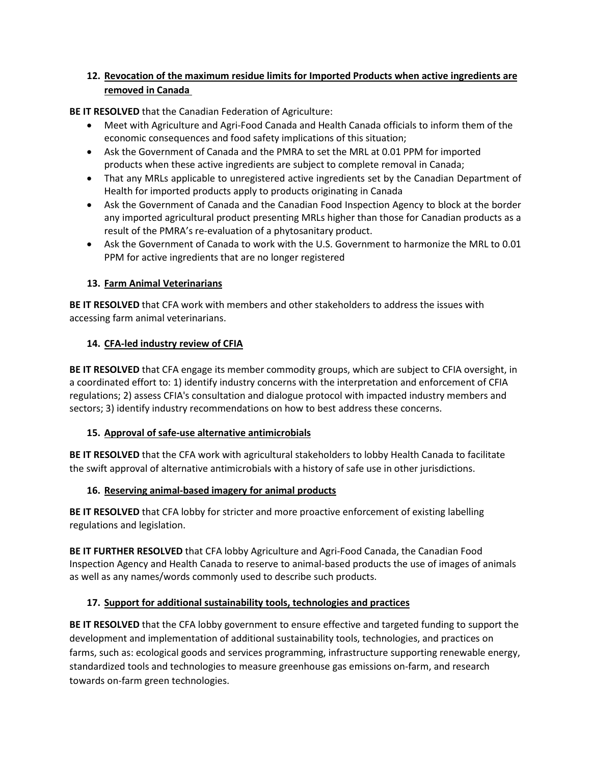### 12. Revocation of the maximum residue limits for Imported Products when active ingredients are removed in Canada

**BE IT RESOLVED** that the Canadian Federation of Agriculture:

- Meet with Agriculture and Agri-Food Canada and Health Canada officials to inform them of the economic consequences and food safety implications of this situation;
- Ask the Government of Canada and the PMRA to set the MRL at 0.01 PPM for imported products when these active ingredients are subject to complete removal in Canada;
- That any MRLs applicable to unregistered active ingredients set by the Canadian Department of Health for imported products apply to products originating in Canada
- Ask the Government of Canada and the Canadian Food Inspection Agency to block at the border any imported agricultural product presenting MRLs higher than those for Canadian products as a result of the PMRA's re-evaluation of a phytosanitary product.
- Ask the Government of Canada to work with the U.S. Government to harmonize the MRL to 0.01 PPM for active ingredients that are no longer registered

### 13. Farm Animal Veterinarians

**BE IT RESOLVED** that CFA work with members and other stakeholders to address the issues with accessing farm animal veterinarians.

### 14. CFA-led industry review of CFIA

**BE IT RESOLVED** that CFA engage its member commodity groups, which are subject to CFIA oversight, in a coordinated effort to: 1) identify industry concerns with the interpretation and enforcement of CFIA regulations; 2) assess CFIA's consultation and dialogue protocol with impacted industry members and sectors; 3) identify industry recommendations on how to best address these concerns.

### 15. Approval of safe-use alternative antimicrobials

**BE IT RESOLVED** that the CFA work with agricultural stakeholders to lobby Health Canada to facilitate the swift approval of alternative antimicrobials with a history of safe use in other jurisdictions.

### 16. Reserving animal-based imagery for animal products

**BE IT RESOLVED** that CFA lobby for stricter and more proactive enforcement of existing labelling regulations and legislation.

**BE IT FURTHER RESOLVED** that CFA lobby Agriculture and Agri-Food Canada, the Canadian Food Inspection Agency and Health Canada to reserve to animal-based products the use of images of animals as well as any names/words commonly used to describe such products.

### 17. Support for additional sustainability tools, technologies and practices

**BE IT RESOLVED** that the CFA lobby government to ensure effective and targeted funding to support the development and implementation of additional sustainability tools, technologies, and practices on farms, such as: ecological goods and services programming, infrastructure supporting renewable energy, standardized tools and technologies to measure greenhouse gas emissions on-farm, and research towards on-farm green technologies.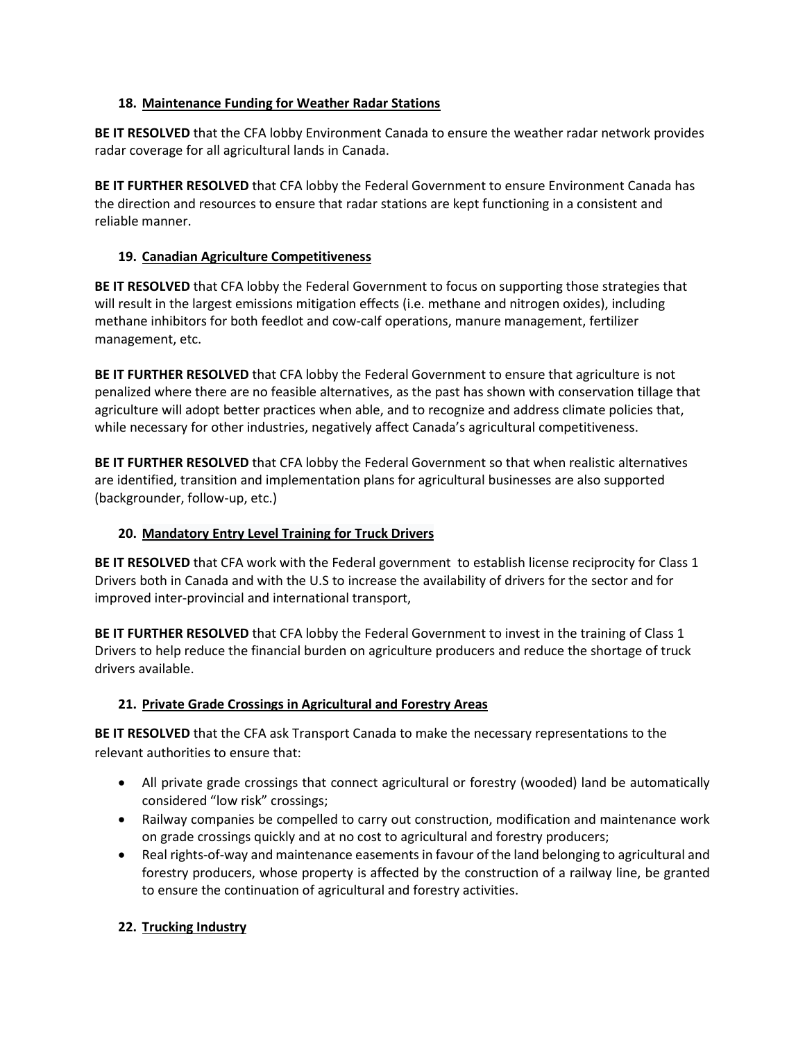### 18. Maintenance Funding for Weather Radar Stations

**BE IT RESOLVED** that the CFA lobby Environment Canada to ensure the weather radar network provides radar coverage for all agricultural lands in Canada.

**BE IT FURTHER RESOLVED** that CFA lobby the Federal Government to ensure Environment Canada has the direction and resources to ensure that radar stations are kept functioning in a consistent and reliable manner.

### 19. Canadian Agriculture Competitiveness

**BE IT RESOLVED** that CFA lobby the Federal Government to focus on supporting those strategies that will result in the largest emissions mitigation effects (i.e. methane and nitrogen oxides), including methane inhibitors for both feedlot and cow-calf operations, manure management, fertilizer management, etc.

**BE IT FURTHER RESOLVED** that CFA lobby the Federal Government to ensure that agriculture is not penalized where there are no feasible alternatives, as the past has shown with conservation tillage that agriculture will adopt better practices when able, and to recognize and address climate policies that, while necessary for other industries, negatively affect Canada's agricultural competitiveness.

**BE IT FURTHER RESOLVED** that CFA lobby the Federal Government so that when realistic alternatives are identified, transition and implementation plans for agricultural businesses are also supported (backgrounder, follow-up, etc.)

### 20. Mandatory Entry Level Training for Truck Drivers

**BE IT RESOLVED** that CFA work with the Federal government to establish license reciprocity for Class 1 Drivers both in Canada and with the U.S to increase the availability of drivers for the sector and for improved inter-provincial and international transport,

**BE IT FURTHER RESOLVED** that CFA lobby the Federal Government to invest in the training of Class 1 Drivers to help reduce the financial burden on agriculture producers and reduce the shortage of truck drivers available.

### 21. Private Grade Crossings in Agricultural and Forestry Areas

**BE IT RESOLVED** that the CFA ask Transport Canada to make the necessary representations to the relevant authorities to ensure that:

- All private grade crossings that connect agricultural or forestry (wooded) land be automatically considered "low risk" crossings;
- Railway companies be compelled to carry out construction, modification and maintenance work on grade crossings quickly and at no cost to agricultural and forestry producers;
- Real rights-of-way and maintenance easements in favour of the land belonging to agricultural and forestry producers, whose property is affected by the construction of a railway line, be granted to ensure the continuation of agricultural and forestry activities.

### 22. Trucking Industry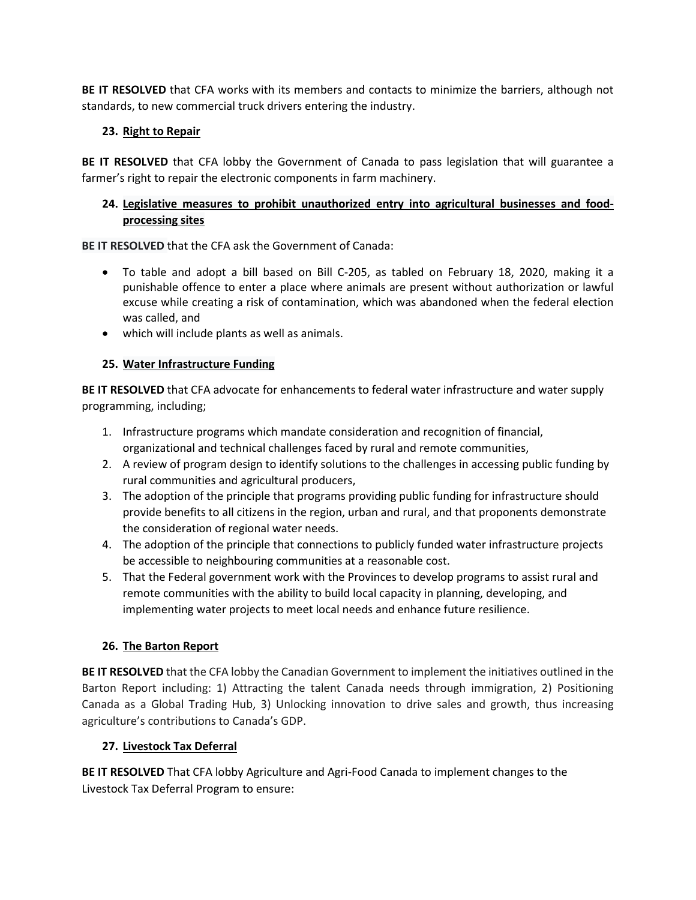**BE IT RESOLVED** that CFA works with its members and contacts to minimize the barriers, although not standards, to new commercial truck drivers entering the industry.

### 23. Right to Repair

**BE IT RESOLVED** that CFA lobby the Government of Canada to pass legislation that will guarantee a farmer's right to repair the electronic components in farm machinery.

### 24. Legislative measures to prohibit unauthorized entry into agricultural businesses and food-processing sites

**BE IT RESOLVED** that the CFA ask the Government of Canada:

- To table and adopt a bill based on Bill C-205, as tabled on February 18, 2020, making it a punishable offence to enter a place where animals are present without authorization or lawful excuse while creating a risk of contamination, which was abandoned when the federal election was called, and
- which will include plants as well as animals.

### 25. Water Infrastructure Funding

**BE IT RESOLVED** that CFA advocate for enhancements to federal water infrastructure and water supply programming, including;

1. Infrastructure programs which mandate consideration and recognition of financial, organizational and technical challenges faced by rural and remote communities,
2. A review of program design to identify solutions to the challenges in accessing public funding by rural communities and agricultural producers,
3. The adoption of the principle that programs providing public funding for infrastructure should provide benefits to all citizens in the region, urban and rural, and that proponents demonstrate the consideration of regional water needs.
4. The adoption of the principle that connections to publicly funded water infrastructure projects be accessible to neighbouring communities at a reasonable cost.
5. That the Federal government work with the Provinces to develop programs to assist rural and remote communities with the ability to build local capacity in planning, developing, and implementing water projects to meet local needs and enhance future resilience.

### 26. The Barton Report

**BE IT RESOLVED** that the CFA lobby the Canadian Government to implement the initiatives outlined in the Barton Report including: 1) Attracting the talent Canada needs through immigration, 2) Positioning Canada as a Global Trading Hub, 3) Unlocking innovation to drive sales and growth, thus increasing agriculture's contributions to Canada's GDP.

### 27. Livestock Tax Deferral

**BE IT RESOLVED** That CFA lobby Agriculture and Agri-Food Canada to implement changes to the Livestock Tax Deferral Program to ensure: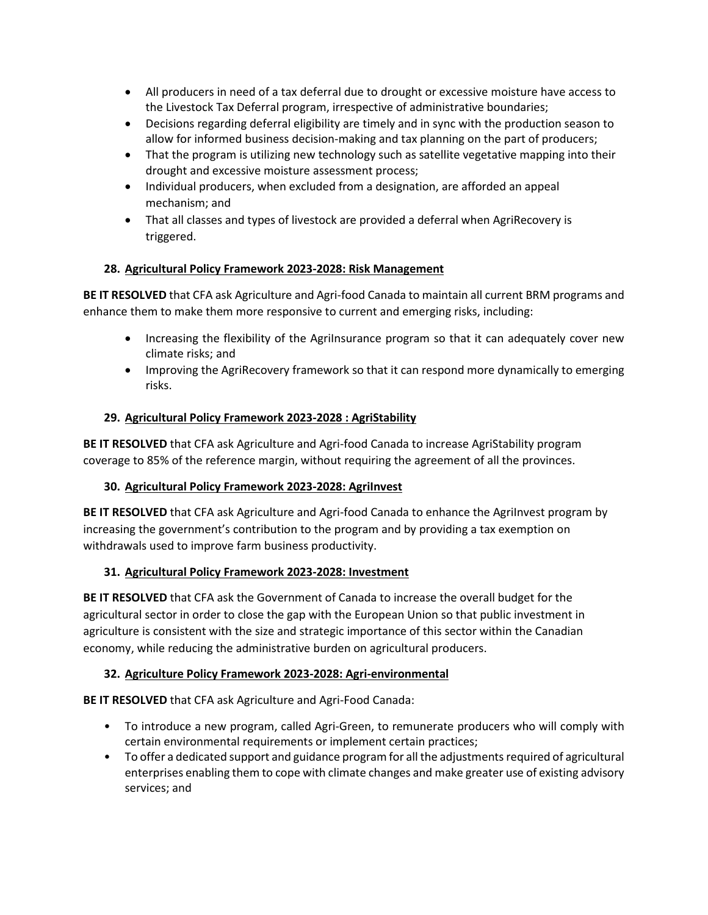- All producers in need of a tax deferral due to drought or excessive moisture have access to the Livestock Tax Deferral program, irrespective of administrative boundaries;
- Decisions regarding deferral eligibility are timely and in sync with the production season to allow for informed business decision-making and tax planning on the part of producers;
- That the program is utilizing new technology such as satellite vegetative mapping into their drought and excessive moisture assessment process;
- Individual producers, when excluded from a designation, are afforded an appeal mechanism; and
- That all classes and types of livestock are provided a deferral when AgriRecovery is triggered.

### 28. Agricultural Policy Framework 2023-2028: Risk Management

**BE IT RESOLVED** that CFA ask Agriculture and Agri-food Canada to maintain all current BRM programs and enhance them to make them more responsive to current and emerging risks, including:

- Increasing the flexibility of the AgriInsurance program so that it can adequately cover new climate risks; and
- Improving the AgriRecovery framework so that it can respond more dynamically to emerging risks.

### 29. Agricultural Policy Framework 2023-2028 : AgriStability

**BE IT RESOLVED** that CFA ask Agriculture and Agri-food Canada to increase AgriStability program coverage to 85% of the reference margin, without requiring the agreement of all the provinces.

### 30. Agricultural Policy Framework 2023-2028: AgriInvest

**BE IT RESOLVED** that CFA ask Agriculture and Agri-food Canada to enhance the AgriInvest program by increasing the government's contribution to the program and by providing a tax exemption on withdrawals used to improve farm business productivity.

### 31. Agricultural Policy Framework 2023-2028: Investment

**BE IT RESOLVED** that CFA ask the Government of Canada to increase the overall budget for the agricultural sector in order to close the gap with the European Union so that public investment in agriculture is consistent with the size and strategic importance of this sector within the Canadian economy, while reducing the administrative burden on agricultural producers.

### 32. Agriculture Policy Framework 2023-2028: Agri-environmental

**BE IT RESOLVED** that CFA ask Agriculture and Agri-Food Canada:

- To introduce a new program, called Agri-Green, to remunerate producers who will comply with certain environmental requirements or implement certain practices;
- To offer a dedicated support and guidance program for all the adjustments required of agricultural enterprises enabling them to cope with climate changes and make greater use of existing advisory services; and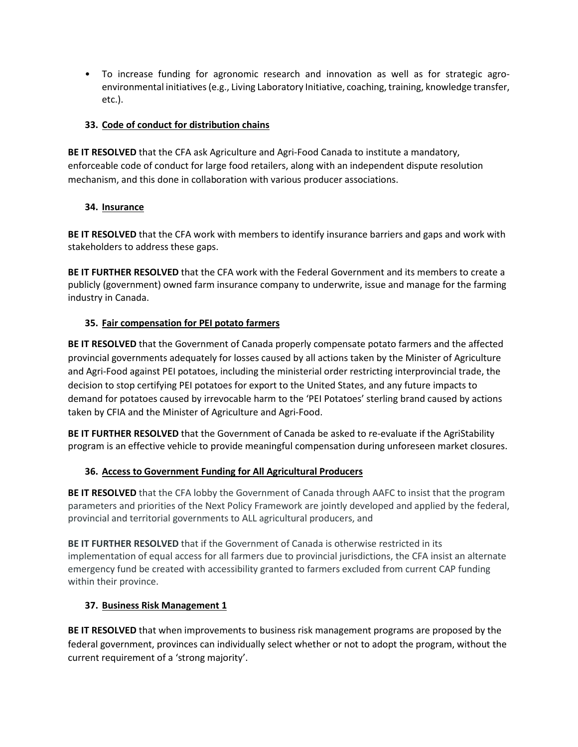- To increase funding for agronomic research and innovation as well as for strategic agro-environmental initiatives (e.g., Living Laboratory Initiative, coaching, training, knowledge transfer, etc.).

### 33. Code of conduct for distribution chains

**BE IT RESOLVED** that the CFA ask Agriculture and Agri-Food Canada to institute a mandatory, enforceable code of conduct for large food retailers, along with an independent dispute resolution mechanism, and this done in collaboration with various producer associations.

### 34. Insurance

**BE IT RESOLVED** that the CFA work with members to identify insurance barriers and gaps and work with stakeholders to address these gaps.

**BE IT FURTHER RESOLVED** that the CFA work with the Federal Government and its members to create a publicly (government) owned farm insurance company to underwrite, issue and manage for the farming industry in Canada.

### 35. Fair compensation for PEI potato farmers

**BE IT RESOLVED** that the Government of Canada properly compensate potato farmers and the affected provincial governments adequately for losses caused by all actions taken by the Minister of Agriculture and Agri-Food against PEI potatoes, including the ministerial order restricting interprovincial trade, the decision to stop certifying PEI potatoes for export to the United States, and any future impacts to demand for potatoes caused by irrevocable harm to the 'PEI Potatoes' sterling brand caused by actions taken by CFIA and the Minister of Agriculture and Agri-Food.

**BE IT FURTHER RESOLVED** that the Government of Canada be asked to re-evaluate if the AgriStability program is an effective vehicle to provide meaningful compensation during unforeseen market closures.

### 36. Access to Government Funding for All Agricultural Producers

**BE IT RESOLVED** that the CFA lobby the Government of Canada through AAFC to insist that the program parameters and priorities of the Next Policy Framework are jointly developed and applied by the federal, provincial and territorial governments to ALL agricultural producers, and

**BE IT FURTHER RESOLVED** that if the Government of Canada is otherwise restricted in its implementation of equal access for all farmers due to provincial jurisdictions, the CFA insist an alternate emergency fund be created with accessibility granted to farmers excluded from current CAP funding within their province.

### 37. Business Risk Management 1

**BE IT RESOLVED** that when improvements to business risk management programs are proposed by the federal government, provinces can individually select whether or not to adopt the program, without the current requirement of a 'strong majority'.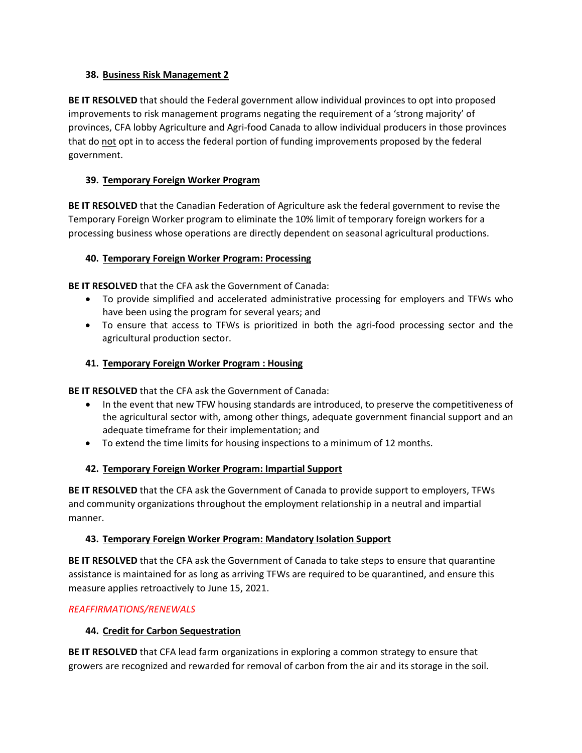### 38. Business Risk Management 2

**BE IT RESOLVED** that should the Federal government allow individual provinces to opt into proposed improvements to risk management programs negating the requirement of a 'strong majority' of provinces, CFA lobby Agriculture and Agri-food Canada to allow individual producers in those provinces that do not opt in to access the federal portion of funding improvements proposed by the federal government.

### 39. Temporary Foreign Worker Program

**BE IT RESOLVED** that the Canadian Federation of Agriculture ask the federal government to revise the Temporary Foreign Worker program to eliminate the 10% limit of temporary foreign workers for a processing business whose operations are directly dependent on seasonal agricultural productions.

### 40. Temporary Foreign Worker Program: Processing

**BE IT RESOLVED** that the CFA ask the Government of Canada:

- To provide simplified and accelerated administrative processing for employers and TFWs who have been using the program for several years; and
- To ensure that access to TFWs is prioritized in both the agri-food processing sector and the agricultural production sector.

### 41. Temporary Foreign Worker Program : Housing

**BE IT RESOLVED** that the CFA ask the Government of Canada:

- In the event that new TFW housing standards are introduced, to preserve the competitiveness of the agricultural sector with, among other things, adequate government financial support and an adequate timeframe for their implementation; and
- To extend the time limits for housing inspections to a minimum of 12 months.

### 42. Temporary Foreign Worker Program: Impartial Support

**BE IT RESOLVED** that the CFA ask the Government of Canada to provide support to employers, TFWs and community organizations throughout the employment relationship in a neutral and impartial manner.

### 43. Temporary Foreign Worker Program: Mandatory Isolation Support

**BE IT RESOLVED** that the CFA ask the Government of Canada to take steps to ensure that quarantine assistance is maintained for as long as arriving TFWs are required to be quarantined, and ensure this measure applies retroactively to June 15, 2021.

*REAFFIRMATIONS/RENEWALS*

### 44. Credit for Carbon Sequestration

**BE IT RESOLVED** that CFA lead farm organizations in exploring a common strategy to ensure that growers are recognized and rewarded for removal of carbon from the air and its storage in the soil.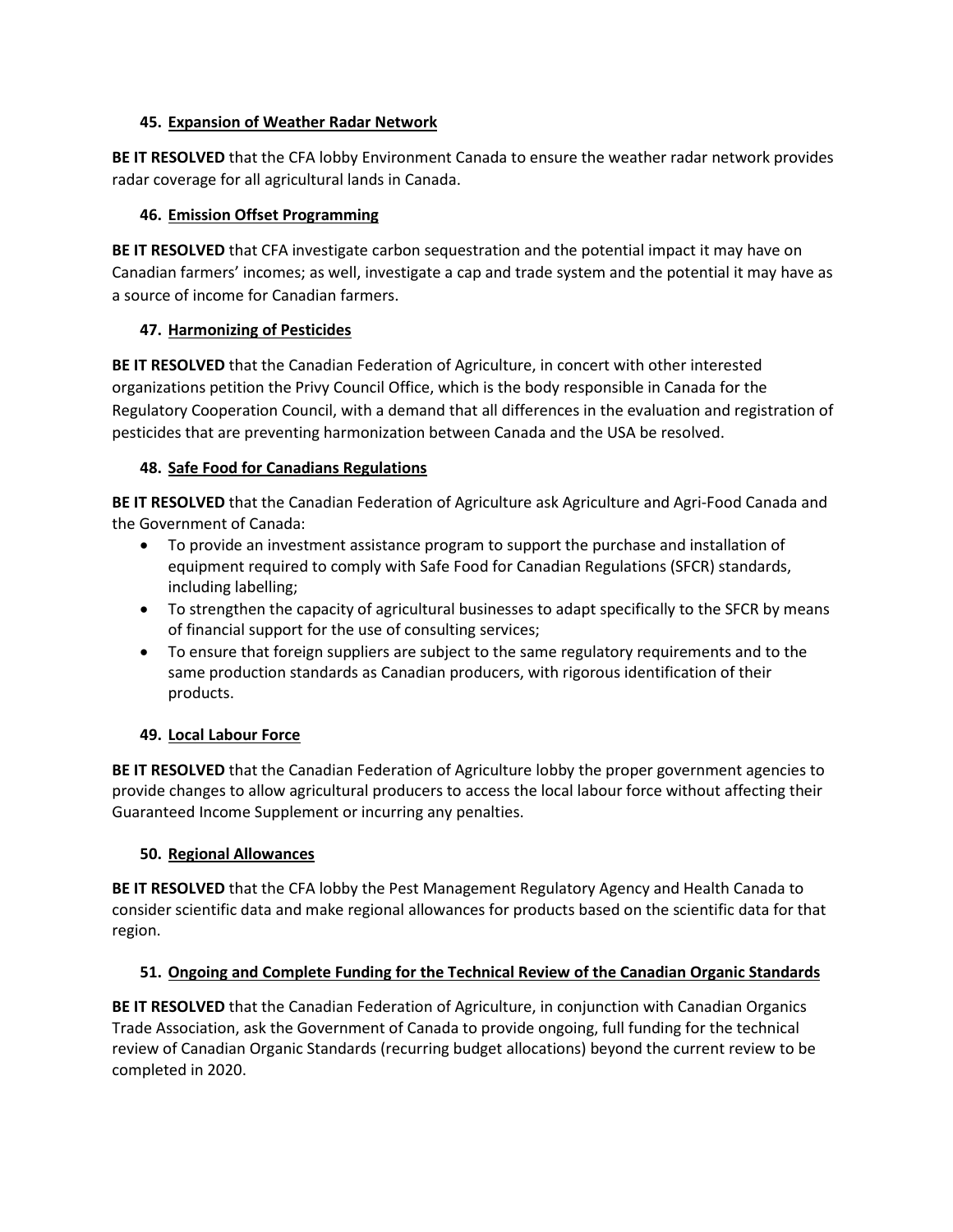### 45. Expansion of Weather Radar Network

**BE IT RESOLVED** that the CFA lobby Environment Canada to ensure the weather radar network provides radar coverage for all agricultural lands in Canada.

### 46. Emission Offset Programming

**BE IT RESOLVED** that CFA investigate carbon sequestration and the potential impact it may have on Canadian farmers' incomes; as well, investigate a cap and trade system and the potential it may have as a source of income for Canadian farmers.

### 47. Harmonizing of Pesticides

**BE IT RESOLVED** that the Canadian Federation of Agriculture, in concert with other interested organizations petition the Privy Council Office, which is the body responsible in Canada for the Regulatory Cooperation Council, with a demand that all differences in the evaluation and registration of pesticides that are preventing harmonization between Canada and the USA be resolved.

### 48. Safe Food for Canadians Regulations

**BE IT RESOLVED** that the Canadian Federation of Agriculture ask Agriculture and Agri-Food Canada and the Government of Canada:

- To provide an investment assistance program to support the purchase and installation of equipment required to comply with Safe Food for Canadian Regulations (SFCR) standards, including labelling;
- To strengthen the capacity of agricultural businesses to adapt specifically to the SFCR by means of financial support for the use of consulting services;
- To ensure that foreign suppliers are subject to the same regulatory requirements and to the same production standards as Canadian producers, with rigorous identification of their products.

### 49. Local Labour Force

**BE IT RESOLVED** that the Canadian Federation of Agriculture lobby the proper government agencies to provide changes to allow agricultural producers to access the local labour force without affecting their Guaranteed Income Supplement or incurring any penalties.

### 50. Regional Allowances

**BE IT RESOLVED** that the CFA lobby the Pest Management Regulatory Agency and Health Canada to consider scientific data and make regional allowances for products based on the scientific data for that region.

### 51. Ongoing and Complete Funding for the Technical Review of the Canadian Organic Standards

**BE IT RESOLVED** that the Canadian Federation of Agriculture, in conjunction with Canadian Organics Trade Association, ask the Government of Canada to provide ongoing, full funding for the technical review of Canadian Organic Standards (recurring budget allocations) beyond the current review to be completed in 2020.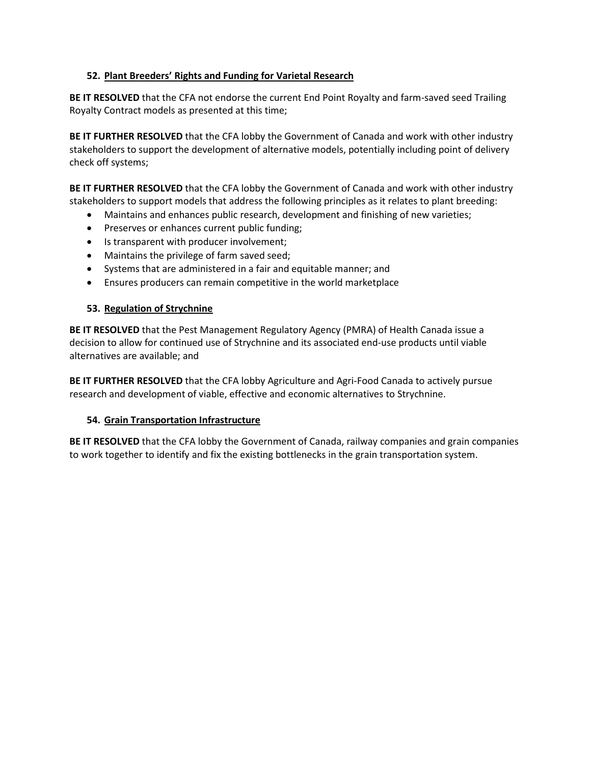### 52. Plant Breeders' Rights and Funding for Varietal Research

**BE IT RESOLVED** that the CFA not endorse the current End Point Royalty and farm-saved seed Trailing Royalty Contract models as presented at this time;

**BE IT FURTHER RESOLVED** that the CFA lobby the Government of Canada and work with other industry stakeholders to support the development of alternative models, potentially including point of delivery check off systems;

**BE IT FURTHER RESOLVED** that the CFA lobby the Government of Canada and work with other industry stakeholders to support models that address the following principles as it relates to plant breeding:

- Maintains and enhances public research, development and finishing of new varieties;
- Preserves or enhances current public funding;
- Is transparent with producer involvement;
- Maintains the privilege of farm saved seed;
- Systems that are administered in a fair and equitable manner; and
- Ensures producers can remain competitive in the world marketplace

### 53. Regulation of Strychnine

**BE IT RESOLVED** that the Pest Management Regulatory Agency (PMRA) of Health Canada issue a decision to allow for continued use of Strychnine and its associated end-use products until viable alternatives are available; and

**BE IT FURTHER RESOLVED** that the CFA lobby Agriculture and Agri-Food Canada to actively pursue research and development of viable, effective and economic alternatives to Strychnine.

### 54. Grain Transportation Infrastructure

**BE IT RESOLVED** that the CFA lobby the Government of Canada, railway companies and grain companies to work together to identify and fix the existing bottlenecks in the grain transportation system.